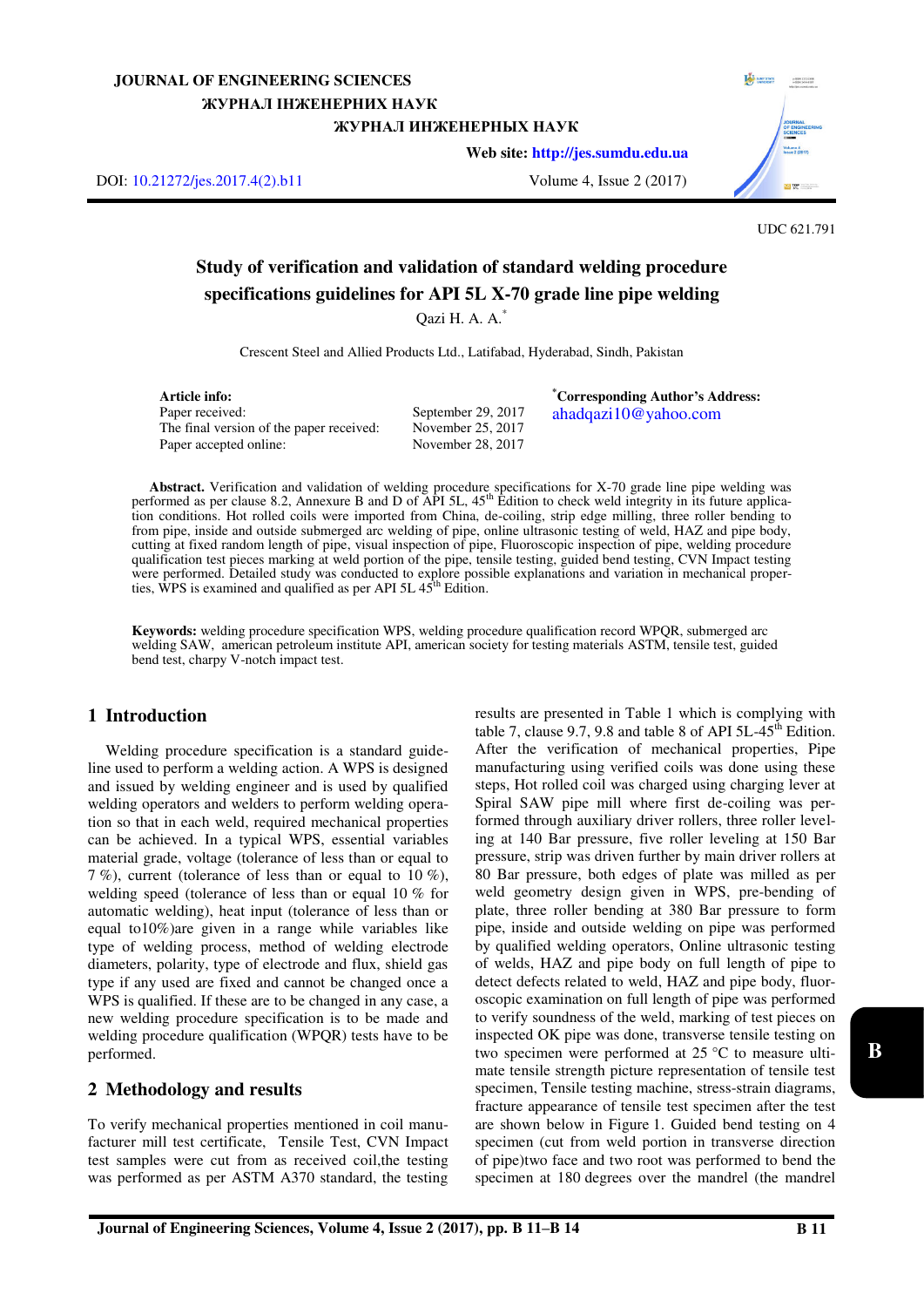JOURNAL OF ENGINEERING SCIENCES

ЖУРНАЛ ІНЖЕНЕРНИХ НАУК

ЖУРНАЛ ИНЖЕНЕРНЫХ НАУК

Web site: http://jes.sumdu.edu.ua

DOI: 10.21272/jes.2017.4(2).b11

UDC 621.791

# Study of verification and validation of standard welding procedure specifications guidelines for API 5L X-70 grade line pipe welding

Qazi H. A. A.*

Crescent Steel and Allied Products Ltd., Latifabad, Hyderabad, Sindh, Pakistan

**Article info:**

| | |
|---|---|
| Paper received: | September 29, 2017 |
| The final version of the paper received: | November 25, 2017 |
| Paper accepted online: | November 28, 2017 |

***Corresponding Author's Address:** ahadqazi10@yahoo.com

**Abstract.** Verification and validation of welding procedure specifications for X-70 grade line pipe welding was performed as per clause 8.2, Annexure B and D of API 5L, 45th Edition to check weld integrity in its future application conditions. Hot rolled coils were imported from China, de-coiling, strip edge milling, three roller bending to from pipe, inside and outside submerged arc welding of pipe, online ultrasonic testing of weld, HAZ and pipe body, cutting at fixed random length of pipe, visual inspection of pipe, Fluoroscopic inspection of pipe, welding procedure qualification test pieces marking at weld portion of the pipe, tensile testing, guided bend testing, CVN Impact testing were performed. Detailed study was conducted to explore possible explanations and variation in mechanical properties, WPS is examined and qualified as per API 5L 45th Edition.

**Keywords:** welding procedure specification WPS, welding procedure qualification record WPQR, submerged arc welding SAW, american petroleum institute API, american society for testing materials ASTM, tensile test, guided bend test, charpy V-notch impact test.

## 1 Introduction

Welding procedure specification is a standard guideline used to perform a welding action. A WPS is designed and issued by welding engineer and is used by qualified welding operators and welders to perform welding operation so that in each weld, required mechanical properties can be achieved. In a typical WPS, essential variables material grade, voltage (tolerance of less than or equal to 7 %), current (tolerance of less than or equal to 10 %), welding speed (tolerance of less than or equal 10 % for automatic welding), heat input (tolerance of less than or equal to10%)are given in a range while variables like type of welding process, method of welding electrode diameters, polarity, type of electrode and flux, shield gas type if any used are fixed and cannot be changed once a WPS is qualified. If these are to be changed in any case, a new welding procedure specification is to be made and welding procedure qualification (WPQR) tests have to be performed.

## 2 Methodology and results

To verify mechanical properties mentioned in coil manufacturer mill test certificate, Tensile Test, CVN Impact test samples were cut from as received coil,the testing was performed as per ASTM A370 standard, the testing results are presented in Table 1 which is complying with table 7, clause 9.7, 9.8 and table 8 of API 5L-45th Edition. After the verification of mechanical properties, Pipe manufacturing using verified coils was done using these steps, Hot rolled coil was charged using charging lever at Spiral SAW pipe mill where first de-coiling was performed through auxiliary driver rollers, three roller leveling at 140 Bar pressure, five roller leveling at 150 Bar pressure, strip was driven further by main driver rollers at 80 Bar pressure, both edges of plate was milled as per weld geometry design given in WPS, pre-bending of plate, three roller bending at 380 Bar pressure to form pipe, inside and outside welding on pipe was performed by qualified welding operators, Online ultrasonic testing of welds, HAZ and pipe body on full length of pipe to detect defects related to weld, HAZ and pipe body, fluoroscopic examination on full length of pipe was performed to verify soundness of the weld, marking of test pieces on inspected OK pipe was done, transverse tensile testing on two specimen were performed at 25 °C to measure ultimate tensile strength picture representation of tensile test specimen, Tensile testing machine, stress-strain diagrams, fracture appearance of tensile test specimen after the test are shown below in Figure 1. Guided bend testing on 4 specimen (cut from weld portion in transverse direction of pipe)two face and two root was performed to bend the specimen at 180 degrees over the mandrel (the mandrel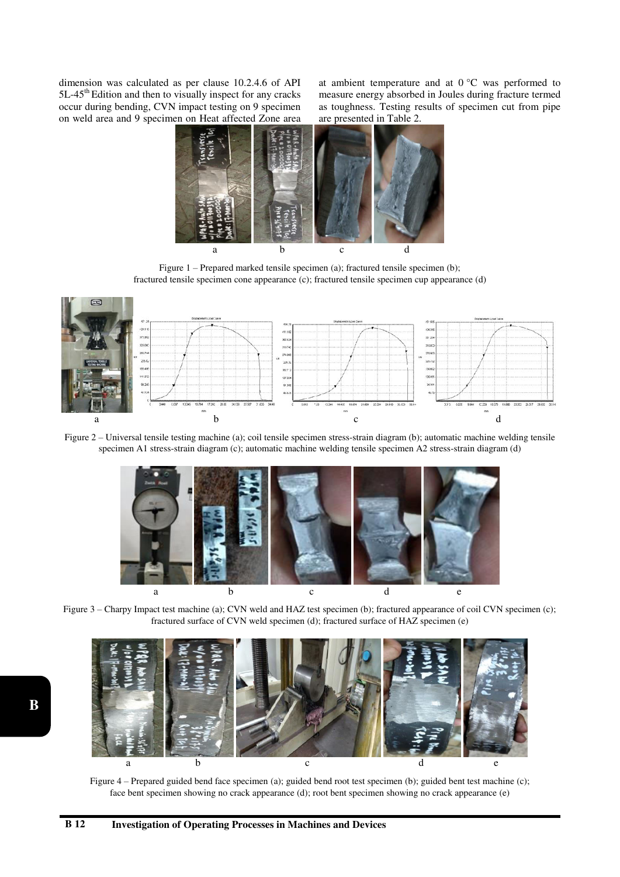dimension was calculated as per clause 10.2.4.6 of API 5L-45th Edition and then to visually inspect for any cracks occur during bending, CVN impact testing on 9 specimen on weld area and 9 specimen on Heat affected Zone area at ambient temperature and at 0 °C was performed to measure energy absorbed in Joules during fracture termed as toughness. Testing results of specimen cut from pipe are presented in Table 2.

Figure 1 – Prepared marked tensile specimen (a); fractured tensile specimen (b); fractured tensile specimen cone appearance (c); fractured tensile specimen cup appearance (d)

Figure 2 – Universal tensile testing machine (a); coil tensile specimen stress-strain diagram (b); automatic machine welding tensile specimen A1 stress-strain diagram (c); automatic machine welding tensile specimen A2 stress-strain diagram (d)

Figure 3 – Charpy Impact test machine (a); CVN weld and HAZ test specimen (b); fractured appearance of coil CVN specimen (c); fractured surface of CVN weld specimen (d); fractured surface of HAZ specimen (e)

Figure 4 – Prepared guided bend face specimen (a); guided bend root test specimen (b); guided bent test machine (c); face bent specimen showing no crack appearance (d); root bent specimen showing no crack appearance (e)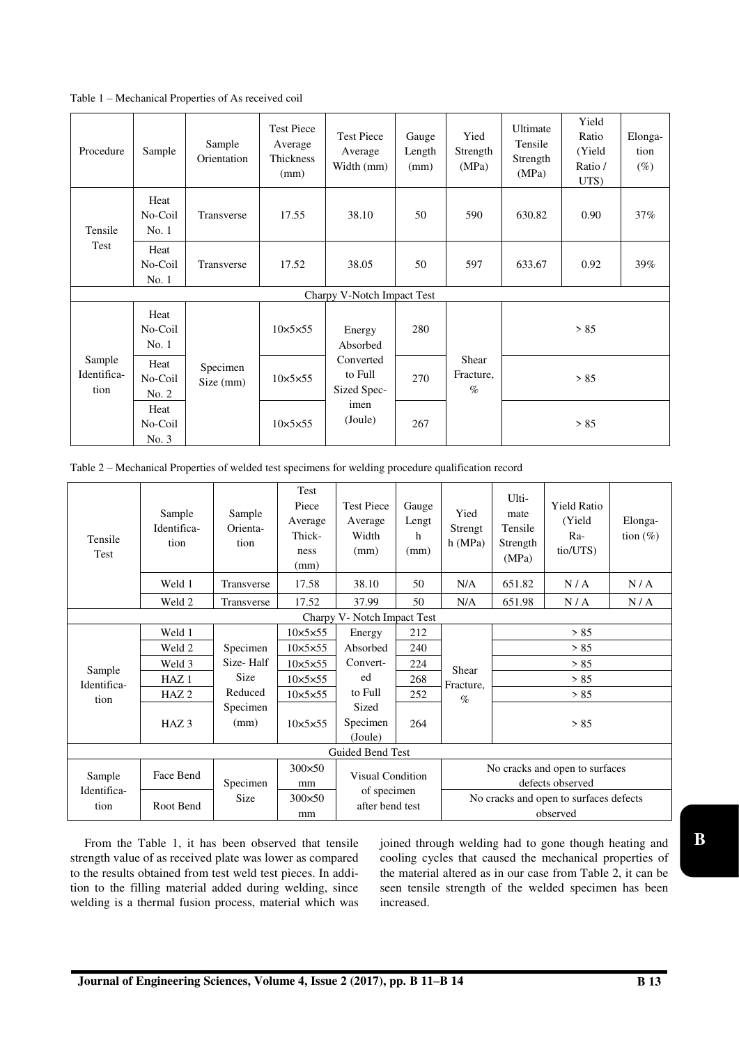Table 1 – Mechanical Properties of As received coil

| Procedure | Sample | Sample Orientation | Test Piece Average Thickness (mm) | Test Piece Average Width (mm) | Gauge Length (mm) | Yied Strength (MPa) | Ultimate Tensile Strength (MPa) | Yield Ratio (Yield Ratio / UTS) | Elonga-tion (%) |
|---|---|---|---|---|---|---|---|---|---|
| Tensile Test | Heat No-Coil No. 1 | Transverse | 17.55 | 38.10 | 50 | 590 | 630.82 | 0.90 | 37% |
| | Heat No-Coil No. 1 | Transverse | 17.52 | 38.05 | 50 | 597 | 633.67 | 0.92 | 39% |
| Charpy V-Notch Impact Test | | | | | | | | | |
| Sample Identifica-tion | Heat No-Coil No. 1 | Specimen Size (mm) | 10×5×55 | Energy Absorbed Converted to Full Sized Spec-imen (Joule) | 280 | Shear Fracture, % | > 85 | | |
| | Heat No-Coil No. 2 | | 10×5×55 | | 270 | | > 85 | | |
| | Heat No-Coil No. 3 | | 10×5×55 | | 267 | | > 85 | | |

Table 2 – Mechanical Properties of welded test specimens for welding procedure qualification record

| Tensile Test | Sample Identifica-tion | Sample Orienta-tion | Test Piece Average Thick-ness (mm) | Test Piece Average Width (mm) | Gauge Lengt h (mm) | Yied Strengt h (MPa) | Ulti-mate Tensile Strength (MPa) | Yield Ratio (Yield Ra-tio/UTS) | Elonga-tion (%) |
|---|---|---|---|---|---|---|---|---|---|
| | Weld 1 | Transverse | 17.58 | 38.10 | 50 | N/A | 651.82 | N / A | N / A |
| | Weld 2 | Transverse | 17.52 | 37.99 | 50 | N/A | 651.98 | N / A | N / A |
| Charpy V- Notch Impact Test | | | | | | | | | |
| Sample Identifica-tion | Weld 1 | Specimen Size- Half Size Reduced Specimen (mm) | 10×5×55 | Energy Absorbed Convert-ed to Full Sized Specimen (Joule) | 212 | Shear Fracture, % | > 85 | | |
| | Weld 2 | | 10×5×55 | | 240 | | > 85 | | |
| | Weld 3 | | 10×5×55 | | 224 | | > 85 | | |
| | HAZ 1 | | 10×5×55 | | 268 | | > 85 | | |
| | HAZ 2 | | 10×5×55 | | 252 | | > 85 | | |
| | HAZ 3 | | 10×5×55 | | 264 | | > 85 | | |
| Guided Bend Test | | | | | | | | | |
| Sample Identifica-tion | Face Bend | Specimen Size | 300×50 mm | Visual Condition of specimen after bend test | | No cracks and open to surfaces defects observed | | | |
| | Root Bend | | 300×50 mm | | | No cracks and open to surfaces defects observed | | | |

From the Table 1, it has been observed that tensile strength value of as received plate was lower as compared to the results obtained from test weld test pieces. In addition to the filling material added during welding, since welding is a thermal fusion process, material which was joined through welding had to gone though heating and cooling cycles that caused the mechanical properties of the material altered as in our case from Table 2, it can be seen tensile strength of the welded specimen has been increased.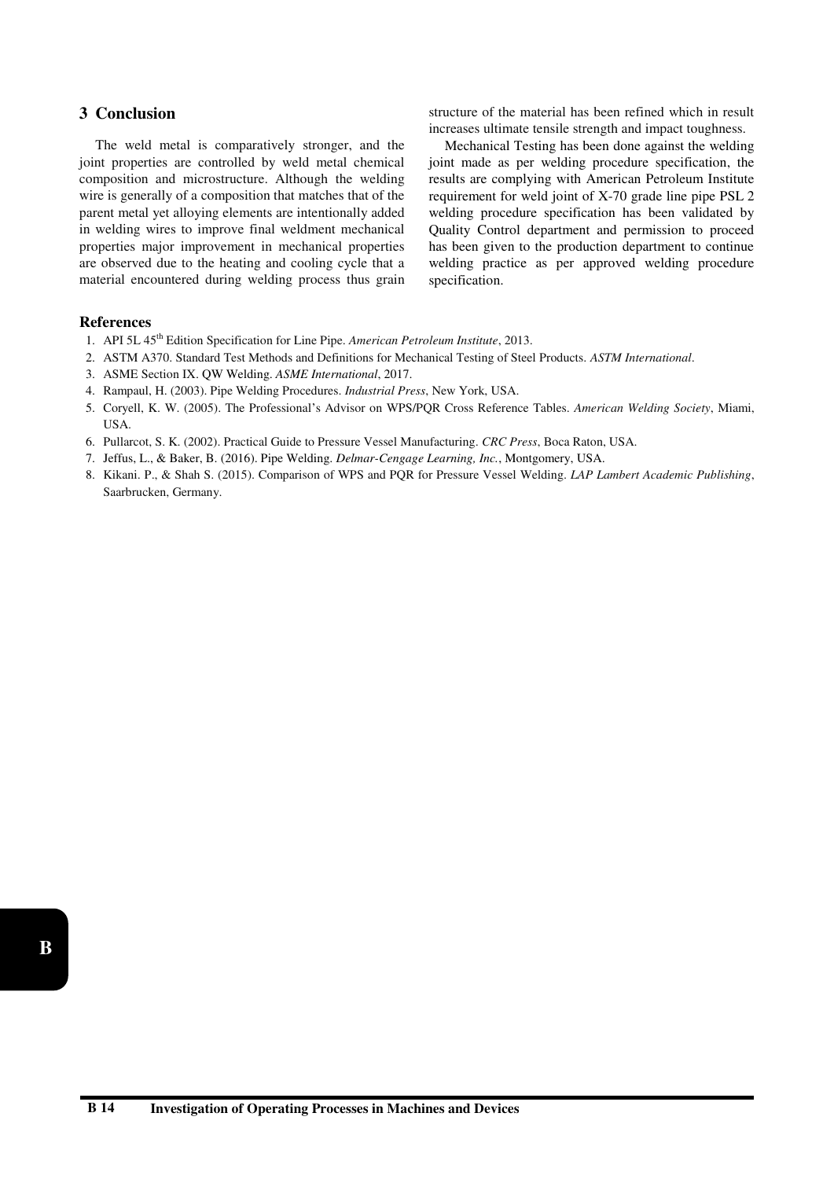## 3 Conclusion

The weld metal is comparatively stronger, and the joint properties are controlled by weld metal chemical composition and microstructure. Although the welding wire is generally of a composition that matches that of the parent metal yet alloying elements are intentionally added in welding wires to improve final weldment mechanical properties major improvement in mechanical properties are observed due to the heating and cooling cycle that a material encountered during welding process thus grain structure of the material has been refined which in result increases ultimate tensile strength and impact toughness.

Mechanical Testing has been done against the welding joint made as per welding procedure specification, the results are complying with American Petroleum Institute requirement for weld joint of X-70 grade line pipe PSL 2 welding procedure specification has been validated by Quality Control department and permission to proceed has been given to the production department to continue welding practice as per approved welding procedure specification.

### References

1. API 5L 45th Edition Specification for Line Pipe. *American Petroleum Institute*, 2013.
2. ASTM A370. Standard Test Methods and Definitions for Mechanical Testing of Steel Products. *ASTM International*.
3. ASME Section IX. QW Welding. *ASME International*, 2017.
4. Rampaul, H. (2003). Pipe Welding Procedures. *Industrial Press*, New York, USA.
5. Coryell, K. W. (2005). The Professional's Advisor on WPS/PQR Cross Reference Tables. *American Welding Society*, Miami, USA.
6. Pullarcot, S. K. (2002). Practical Guide to Pressure Vessel Manufacturing. *CRC Press*, Boca Raton, USA.
7. Jeffus, L., & Baker, B. (2016). Pipe Welding. *Delmar-Cengage Learning, Inc.*, Montgomery, USA.
8. Kikani. P., & Shah S. (2015). Comparison of WPS and PQR for Pressure Vessel Welding. *LAP Lambert Academic Publishing*, Saarbrucken, Germany.